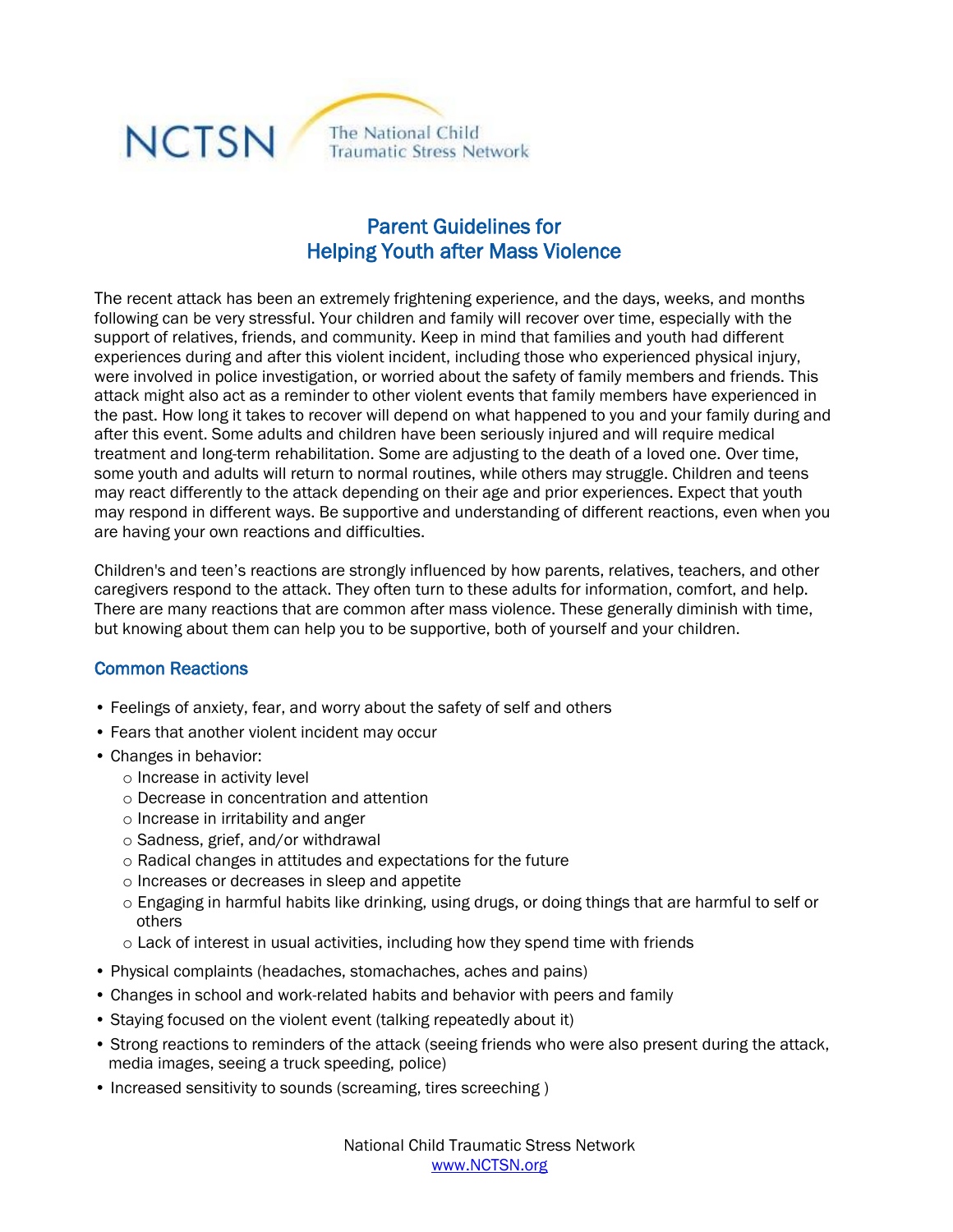NCTSN The National Child Traumatic Stress Network

# Parent Guidelines for Helping Youth after Mass Violence

The recent attack has been an extremely frightening experience, and the days, weeks, and months following can be very stressful. Your children and family will recover over time, especially with the support of relatives, friends, and community. Keep in mind that families and youth had different experiences during and after this violent incident, including those who experienced physical injury, were involved in police investigation, or worried about the safety of family members and friends. This attack might also act as a reminder to other violent events that family members have experienced in the past. How long it takes to recover will depend on what happened to you and your family during and after this event. Some adults and children have been seriously injured and will require medical treatment and long-term rehabilitation. Some are adjusting to the death of a loved one. Over time, some youth and adults will return to normal routines, while others may struggle. Children and teens may react differently to the attack depending on their age and prior experiences. Expect that youth may respond in different ways. Be supportive and understanding of different reactions, even when you are having your own reactions and difficulties.

Children's and teen's reactions are strongly influenced by how parents, relatives, teachers, and other caregivers respond to the attack. They often turn to these adults for information, comfort, and help. There are many reactions that are common after mass violence. These generally diminish with time, but knowing about them can help you to be supportive, both of yourself and your children.

## Common Reactions

- Feelings of anxiety, fear, and worry about the safety of self and others
- Fears that another violent incident may occur
- Changes in behavior:
  - Increase in activity level
  - Decrease in concentration and attention
  - Increase in irritability and anger
  - Sadness, grief, and/or withdrawal
  - Radical changes in attitudes and expectations for the future
  - Increases or decreases in sleep and appetite
  - Engaging in harmful habits like drinking, using drugs, or doing things that are harmful to self or others
  - Lack of interest in usual activities, including how they spend time with friends
- Physical complaints (headaches, stomachaches, aches and pains)
- Changes in school and work-related habits and behavior with peers and family
- Staying focused on the violent event (talking repeatedly about it)
- Strong reactions to reminders of the attack (seeing friends who were also present during the attack, media images, seeing a truck speeding, police)
- Increased sensitivity to sounds (screaming, tires screeching )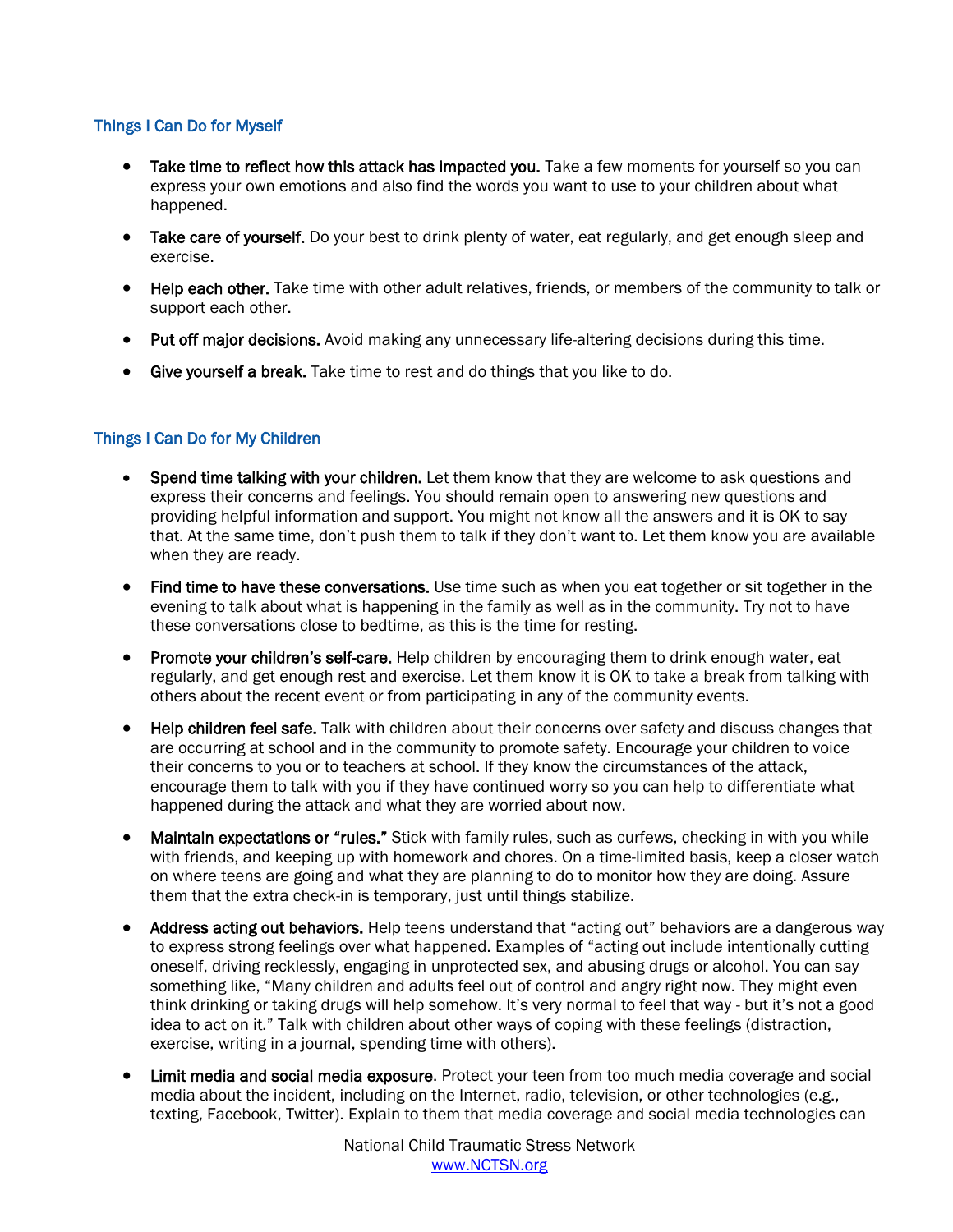## Things I Can Do for Myself

- **Take time to reflect how this attack has impacted you.** Take a few moments for yourself so you can express your own emotions and also find the words you want to use to your children about what happened.
- **Take care of yourself.** Do your best to drink plenty of water, eat regularly, and get enough sleep and exercise.
- **Help each other.** Take time with other adult relatives, friends, or members of the community to talk or support each other.
- **Put off major decisions.** Avoid making any unnecessary life-altering decisions during this time.
- **Give yourself a break.** Take time to rest and do things that you like to do.

## Things I Can Do for My Children

- **Spend time talking with your children.** Let them know that they are welcome to ask questions and express their concerns and feelings. You should remain open to answering new questions and providing helpful information and support. You might not know all the answers and it is OK to say that. At the same time, don't push them to talk if they don't want to. Let them know you are available when they are ready.
- **Find time to have these conversations.** Use time such as when you eat together or sit together in the evening to talk about what is happening in the family as well as in the community. Try not to have these conversations close to bedtime, as this is the time for resting.
- **Promote your children's self-care.** Help children by encouraging them to drink enough water, eat regularly, and get enough rest and exercise. Let them know it is OK to take a break from talking with others about the recent event or from participating in any of the community events.
- **Help children feel safe.** Talk with children about their concerns over safety and discuss changes that are occurring at school and in the community to promote safety. Encourage your children to voice their concerns to you or to teachers at school. If they know the circumstances of the attack, encourage them to talk with you if they have continued worry so you can help to differentiate what happened during the attack and what they are worried about now.
- **Maintain expectations or "rules."** Stick with family rules, such as curfews, checking in with you while with friends, and keeping up with homework and chores. On a time-limited basis, keep a closer watch on where teens are going and what they are planning to do to monitor how they are doing. Assure them that the extra check-in is temporary, just until things stabilize.
- **Address acting out behaviors.** Help teens understand that "acting out" behaviors are a dangerous way to express strong feelings over what happened. Examples of "acting out include intentionally cutting oneself, driving recklessly, engaging in unprotected sex, and abusing drugs or alcohol. You can say something like, "Many children and adults feel out of control and angry right now. They might even think drinking or taking drugs will help somehow. It's very normal to feel that way - but it's not a good idea to act on it." Talk with children about other ways of coping with these feelings (distraction, exercise, writing in a journal, spending time with others).
- **Limit media and social media exposure**. Protect your teen from too much media coverage and social media about the incident, including on the Internet, radio, television, or other technologies (e.g., texting, Facebook, Twitter). Explain to them that media coverage and social media technologies can

National Child Traumatic Stress Network
www.NCTSN.org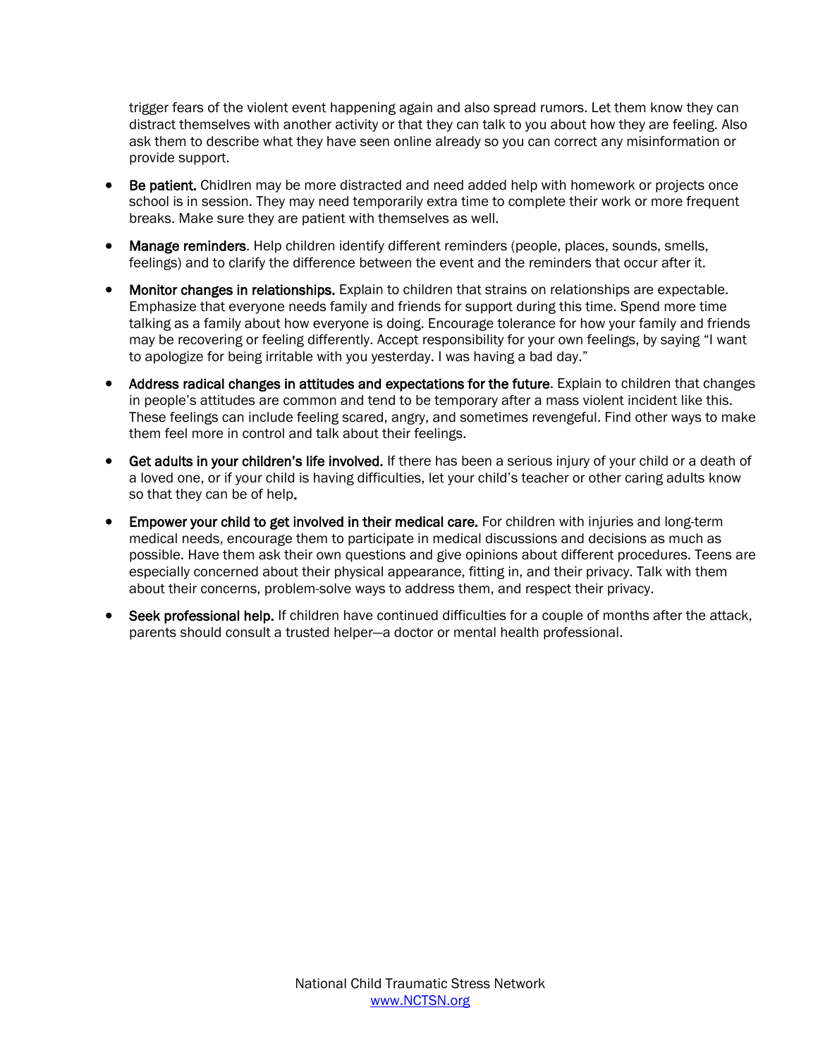trigger fears of the violent event happening again and also spread rumors. Let them know they can distract themselves with another activity or that they can talk to you about how they are feeling. Also ask them to describe what they have seen online already so you can correct any misinformation or provide support.

- **Be patient.** Chidlren may be more distracted and need added help with homework or projects once school is in session. They may need temporarily extra time to complete their work or more frequent breaks. Make sure they are patient with themselves as well.
- **Manage reminders**. Help children identify different reminders (people, places, sounds, smells, feelings) and to clarify the difference between the event and the reminders that occur after it.
- **Monitor changes in relationships.** Explain to children that strains on relationships are expectable. Emphasize that everyone needs family and friends for support during this time. Spend more time talking as a family about how everyone is doing. Encourage tolerance for how your family and friends may be recovering or feeling differently. Accept responsibility for your own feelings, by saying "I want to apologize for being irritable with you yesterday. I was having a bad day."
- **Address radical changes in attitudes and expectations for the future**. Explain to children that changes in people's attitudes are common and tend to be temporary after a mass violent incident like this. These feelings can include feeling scared, angry, and sometimes revengeful. Find other ways to make them feel more in control and talk about their feelings.
- **Get adults in your children's life involved.** If there has been a serious injury of your child or a death of a loved one, or if your child is having difficulties, let your child's teacher or other caring adults know so that they can be of help.
- **Empower your child to get involved in their medical care.** For children with injuries and long-term medical needs, encourage them to participate in medical discussions and decisions as much as possible. Have them ask their own questions and give opinions about different procedures. Teens are especially concerned about their physical appearance, fitting in, and their privacy. Talk with them about their concerns, problem-solve ways to address them, and respect their privacy.
- **Seek professional help.** If children have continued difficulties for a couple of months after the attack, parents should consult a trusted helper—a doctor or mental health professional.

National Child Traumatic Stress Network
www.NCTSN.org